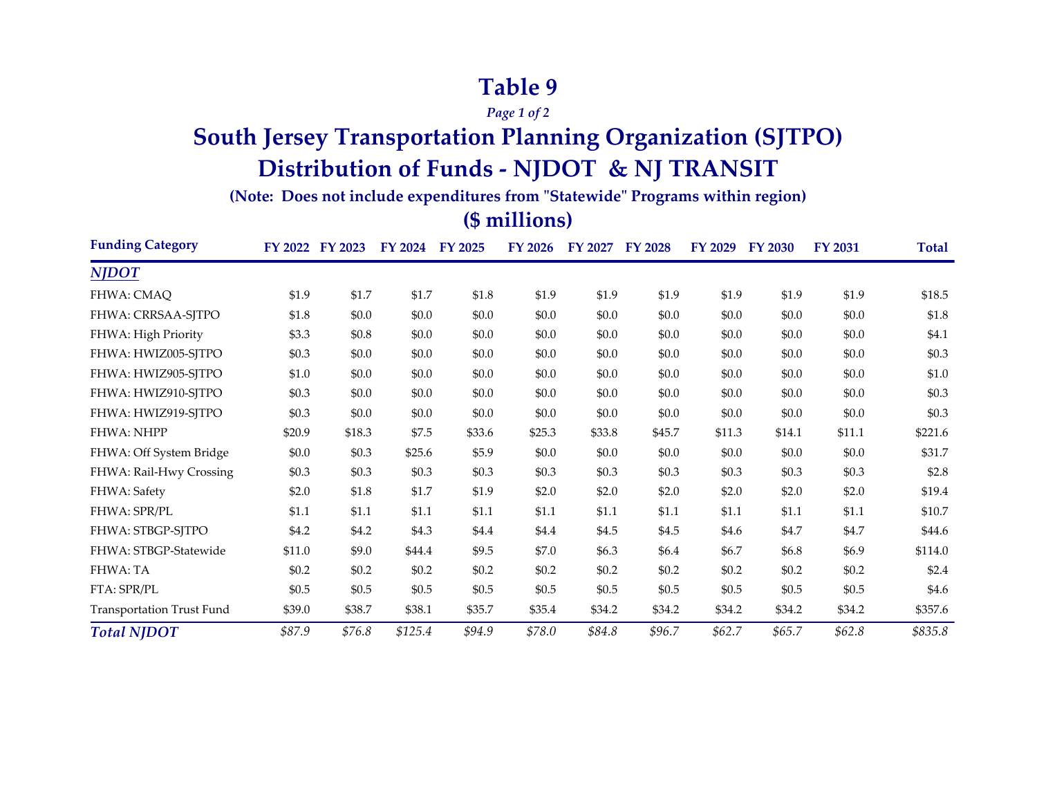# Table 9

*Page 1 of 2*

## South Jersey Transportation Planning Organization (SJTPO)
## Distribution of Funds - NJDOT & NJ TRANSIT

**(Note: Does not include expenditures from "Statewide" Programs within region)**

**($ millions)**

| Funding Category | FY 2022 | FY 2023 | FY 2024 | FY 2025 | FY 2026 | FY 2027 | FY 2028 | FY 2029 | FY 2030 | FY 2031 | Total |
|---|---|---|---|---|---|---|---|---|---|---|---|
| ***NJDOT*** | | | | | | | | | | | |
| FHWA: CMAQ | $1.9 | $1.7 | $1.7 | $1.8 | $1.9 | $1.9 | $1.9 | $1.9 | $1.9 | $1.9 | $18.5 |
| FHWA: CRRSAA-SJTPO | $1.8 | $0.0 | $0.0 | $0.0 | $0.0 | $0.0 | $0.0 | $0.0 | $0.0 | $0.0 | $1.8 |
| FHWA: High Priority | $3.3 | $0.8 | $0.0 | $0.0 | $0.0 | $0.0 | $0.0 | $0.0 | $0.0 | $0.0 | $4.1 |
| FHWA: HWIZ005-SJTPO | $0.3 | $0.0 | $0.0 | $0.0 | $0.0 | $0.0 | $0.0 | $0.0 | $0.0 | $0.0 | $0.3 |
| FHWA: HWIZ905-SJTPO | $1.0 | $0.0 | $0.0 | $0.0 | $0.0 | $0.0 | $0.0 | $0.0 | $0.0 | $0.0 | $1.0 |
| FHWA: HWIZ910-SJTPO | $0.3 | $0.0 | $0.0 | $0.0 | $0.0 | $0.0 | $0.0 | $0.0 | $0.0 | $0.0 | $0.3 |
| FHWA: HWIZ919-SJTPO | $0.3 | $0.0 | $0.0 | $0.0 | $0.0 | $0.0 | $0.0 | $0.0 | $0.0 | $0.0 | $0.3 |
| FHWA: NHPP | $20.9 | $18.3 | $7.5 | $33.6 | $25.3 | $33.8 | $45.7 | $11.3 | $14.1 | $11.1 | $221.6 |
| FHWA: Off System Bridge | $0.0 | $0.3 | $25.6 | $5.9 | $0.0 | $0.0 | $0.0 | $0.0 | $0.0 | $0.0 | $31.7 |
| FHWA: Rail-Hwy Crossing | $0.3 | $0.3 | $0.3 | $0.3 | $0.3 | $0.3 | $0.3 | $0.3 | $0.3 | $0.3 | $2.8 |
| FHWA: Safety | $2.0 | $1.8 | $1.7 | $1.9 | $2.0 | $2.0 | $2.0 | $2.0 | $2.0 | $2.0 | $19.4 |
| FHWA: SPR/PL | $1.1 | $1.1 | $1.1 | $1.1 | $1.1 | $1.1 | $1.1 | $1.1 | $1.1 | $1.1 | $10.7 |
| FHWA: STBGP-SJTPO | $4.2 | $4.2 | $4.3 | $4.4 | $4.4 | $4.5 | $4.5 | $4.6 | $4.7 | $4.7 | $44.6 |
| FHWA: STBGP-Statewide | $11.0 | $9.0 | $44.4 | $9.5 | $7.0 | $6.3 | $6.4 | $6.7 | $6.8 | $6.9 | $114.0 |
| FHWA: TA | $0.2 | $0.2 | $0.2 | $0.2 | $0.2 | $0.2 | $0.2 | $0.2 | $0.2 | $0.2 | $2.4 |
| FTA: SPR/PL | $0.5 | $0.5 | $0.5 | $0.5 | $0.5 | $0.5 | $0.5 | $0.5 | $0.5 | $0.5 | $4.6 |
| Transportation Trust Fund | $39.0 | $38.7 | $38.1 | $35.7 | $35.4 | $34.2 | $34.2 | $34.2 | $34.2 | $34.2 | $357.6 |
| ***Total NJDOT*** | *$87.9* | *$76.8* | *$125.4* | *$94.9* | *$78.0* | *$84.8* | *$96.7* | *$62.7* | *$65.7* | *$62.8* | *$835.8* |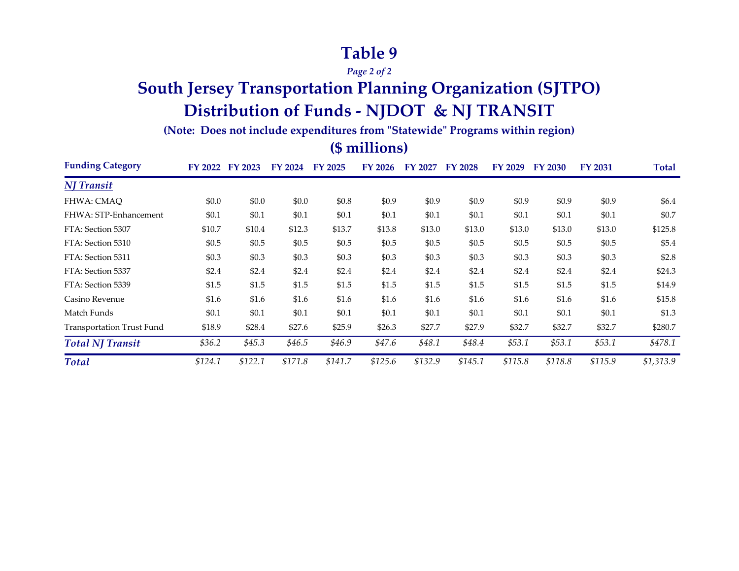# Table 9

*Page 2 of 2*

## South Jersey Transportation Planning Organization (SJTPO)
## Distribution of Funds - NJDOT & NJ TRANSIT

**(Note: Does not include expenditures from "Statewide" Programs within region)**

**($ millions)**

| Funding Category | FY 2022 | FY 2023 | FY 2024 | FY 2025 | FY 2026 | FY 2027 | FY 2028 | FY 2029 | FY 2030 | FY 2031 | Total |
|---|---|---|---|---|---|---|---|---|---|---|---|
| ***NJ Transit*** | | | | | | | | | | | |
| FHWA: CMAQ | $0.0 | $0.0 | $0.0 | $0.8 | $0.9 | $0.9 | $0.9 | $0.9 | $0.9 | $0.9 | $6.4 |
| FHWA: STP-Enhancement | $0.1 | $0.1 | $0.1 | $0.1 | $0.1 | $0.1 | $0.1 | $0.1 | $0.1 | $0.1 | $0.7 |
| FTA: Section 5307 | $10.7 | $10.4 | $12.3 | $13.7 | $13.8 | $13.0 | $13.0 | $13.0 | $13.0 | $13.0 | $125.8 |
| FTA: Section 5310 | $0.5 | $0.5 | $0.5 | $0.5 | $0.5 | $0.5 | $0.5 | $0.5 | $0.5 | $0.5 | $5.4 |
| FTA: Section 5311 | $0.3 | $0.3 | $0.3 | $0.3 | $0.3 | $0.3 | $0.3 | $0.3 | $0.3 | $0.3 | $2.8 |
| FTA: Section 5337 | $2.4 | $2.4 | $2.4 | $2.4 | $2.4 | $2.4 | $2.4 | $2.4 | $2.4 | $2.4 | $24.3 |
| FTA: Section 5339 | $1.5 | $1.5 | $1.5 | $1.5 | $1.5 | $1.5 | $1.5 | $1.5 | $1.5 | $1.5 | $14.9 |
| Casino Revenue | $1.6 | $1.6 | $1.6 | $1.6 | $1.6 | $1.6 | $1.6 | $1.6 | $1.6 | $1.6 | $15.8 |
| Match Funds | $0.1 | $0.1 | $0.1 | $0.1 | $0.1 | $0.1 | $0.1 | $0.1 | $0.1 | $0.1 | $1.3 |
| Transportation Trust Fund | $18.9 | $28.4 | $27.6 | $25.9 | $26.3 | $27.7 | $27.9 | $32.7 | $32.7 | $32.7 | $280.7 |
| ***Total NJ Transit*** | *$36.2* | *$45.3* | *$46.5* | *$46.9* | *$47.6* | *$48.1* | *$48.4* | *$53.1* | *$53.1* | *$53.1* | *$478.1* |
| ***Total*** | *$124.1* | *$122.1* | *$171.8* | *$141.7* | *$125.6* | *$132.9* | *$145.1* | *$115.8* | *$118.8* | *$115.9* | *$1,313.9* |